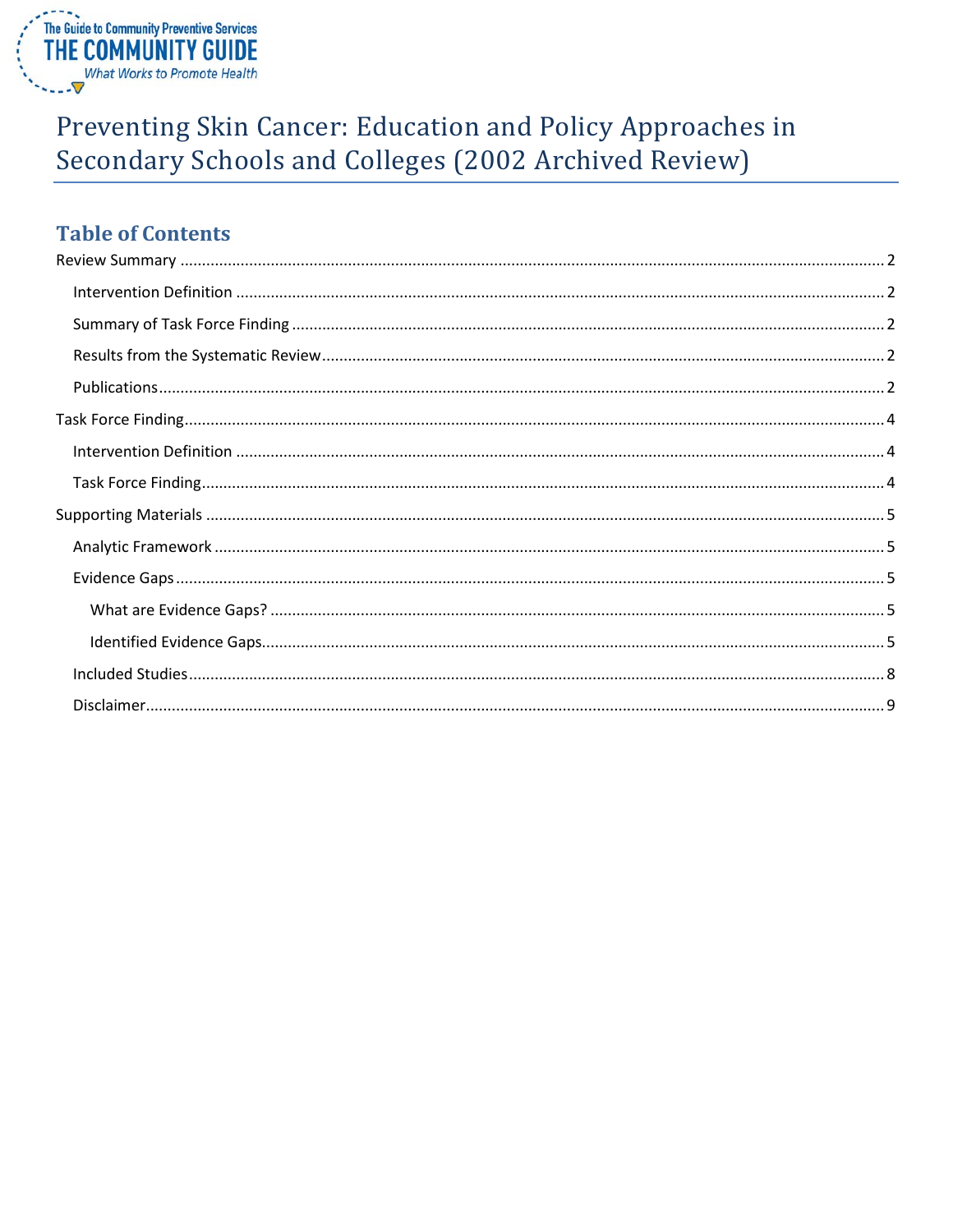The Guide to Community Preventive Services
THE COMMUNITY GUIDE
*What Works to Promote Health*

# Preventing Skin Cancer: Education and Policy Approaches in Secondary Schools and Colleges (2002 Archived Review)

## Table of Contents

- Review Summary ..... 2
  - Intervention Definition ..... 2
  - Summary of Task Force Finding ..... 2
  - Results from the Systematic Review ..... 2
  - Publications ..... 2
- Task Force Finding ..... 4
  - Intervention Definition ..... 4
  - Task Force Finding ..... 4
- Supporting Materials ..... 5
  - Analytic Framework ..... 5
  - Evidence Gaps ..... 5
    - What are Evidence Gaps? ..... 5
    - Identified Evidence Gaps ..... 5
  - Included Studies ..... 8
  - Disclaimer ..... 9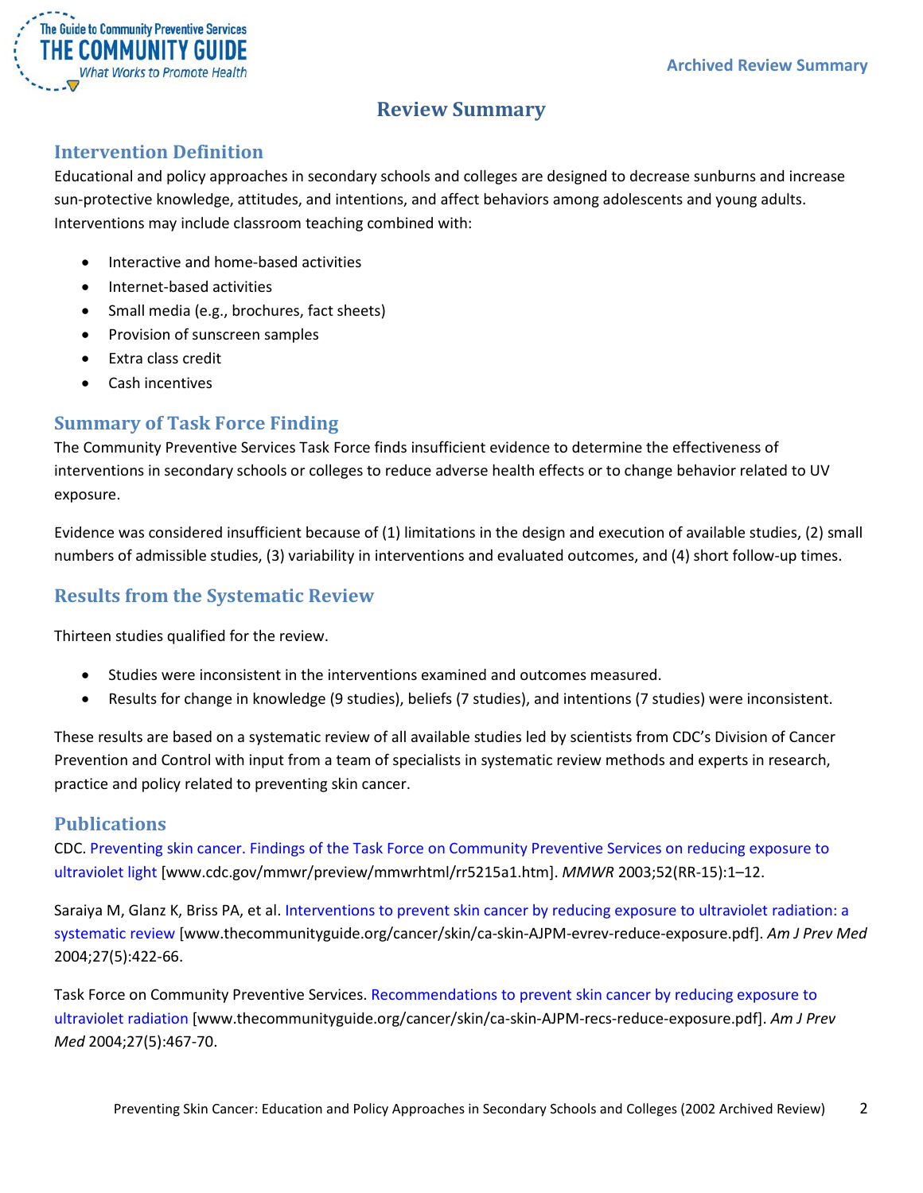# Review Summary

## Intervention Definition

Educational and policy approaches in secondary schools and colleges are designed to decrease sunburns and increase sun-protective knowledge, attitudes, and intentions, and affect behaviors among adolescents and young adults. Interventions may include classroom teaching combined with:

- Interactive and home-based activities
- Internet-based activities
- Small media (e.g., brochures, fact sheets)
- Provision of sunscreen samples
- Extra class credit
- Cash incentives

## Summary of Task Force Finding

The Community Preventive Services Task Force finds insufficient evidence to determine the effectiveness of interventions in secondary schools or colleges to reduce adverse health effects or to change behavior related to UV exposure.

Evidence was considered insufficient because of (1) limitations in the design and execution of available studies, (2) small numbers of admissible studies, (3) variability in interventions and evaluated outcomes, and (4) short follow-up times.

## Results from the Systematic Review

Thirteen studies qualified for the review.

- Studies were inconsistent in the interventions examined and outcomes measured.
- Results for change in knowledge (9 studies), beliefs (7 studies), and intentions (7 studies) were inconsistent.

These results are based on a systematic review of all available studies led by scientists from CDC's Division of Cancer Prevention and Control with input from a team of specialists in systematic review methods and experts in research, practice and policy related to preventing skin cancer.

## Publications

CDC. Preventing skin cancer. Findings of the Task Force on Community Preventive Services on reducing exposure to ultraviolet light [www.cdc.gov/mmwr/preview/mmwrhtml/rr5215a1.htm]. *MMWR* 2003;52(RR-15):1–12.

Saraiya M, Glanz K, Briss PA, et al. Interventions to prevent skin cancer by reducing exposure to ultraviolet radiation: a systematic review [www.thecommunityguide.org/cancer/skin/ca-skin-AJPM-evrev-reduce-exposure.pdf]. *Am J Prev Med* 2004;27(5):422-66.

Task Force on Community Preventive Services. Recommendations to prevent skin cancer by reducing exposure to ultraviolet radiation [www.thecommunityguide.org/cancer/skin/ca-skin-AJPM-recs-reduce-exposure.pdf]. *Am J Prev Med* 2004;27(5):467-70.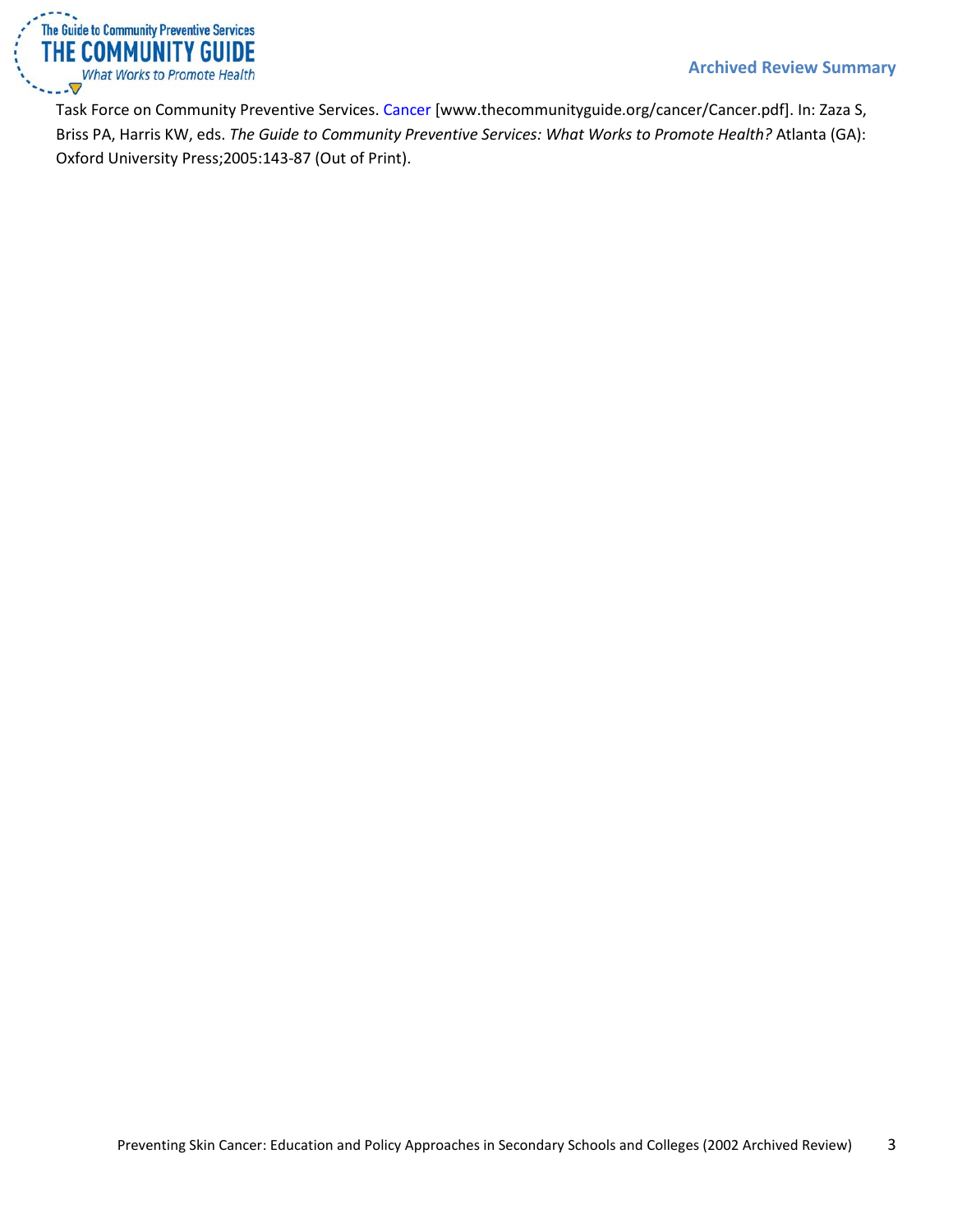Task Force on Community Preventive Services. Cancer [www.thecommunityguide.org/cancer/Cancer.pdf]. In: Zaza S, Briss PA, Harris KW, eds. *The Guide to Community Preventive Services: What Works to Promote Health?* Atlanta (GA): Oxford University Press;2005:143-87 (Out of Print).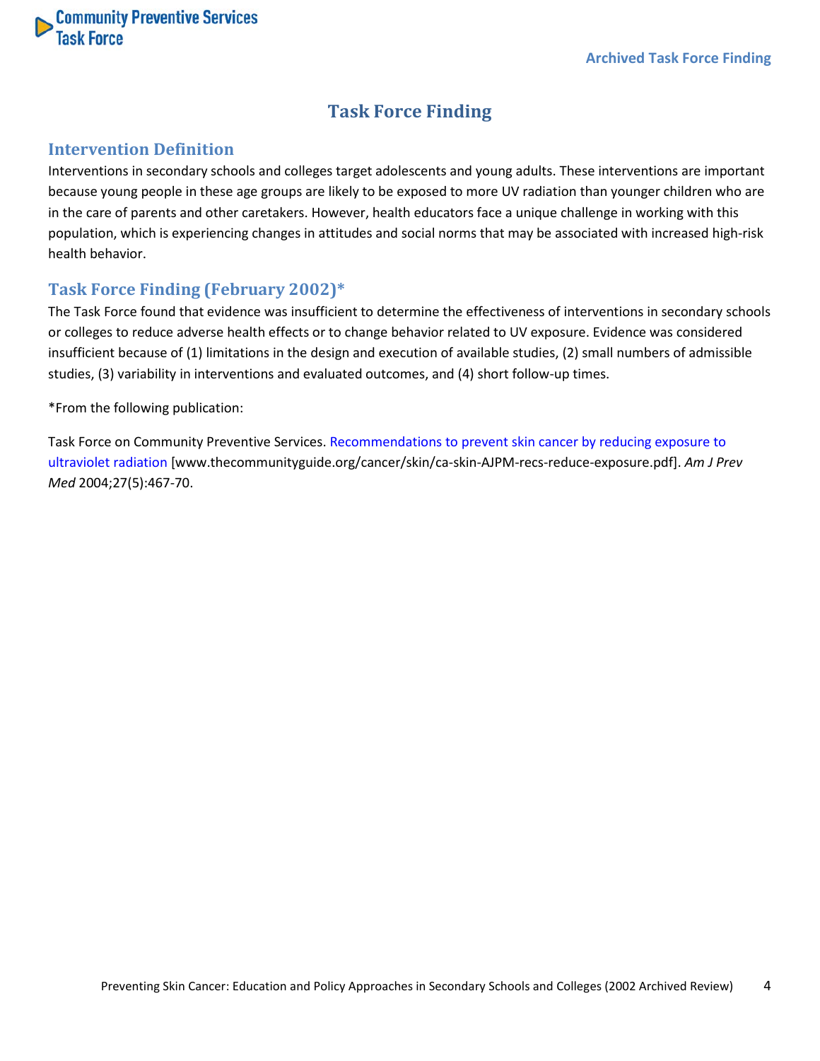Archived Task Force Finding

# Task Force Finding

## Intervention Definition

Interventions in secondary schools and colleges target adolescents and young adults. These interventions are important because young people in these age groups are likely to be exposed to more UV radiation than younger children who are in the care of parents and other caretakers. However, health educators face a unique challenge in working with this population, which is experiencing changes in attitudes and social norms that may be associated with increased high-risk health behavior.

## Task Force Finding (February 2002)*

The Task Force found that evidence was insufficient to determine the effectiveness of interventions in secondary schools or colleges to reduce adverse health effects or to change behavior related to UV exposure. Evidence was considered insufficient because of (1) limitations in the design and execution of available studies, (2) small numbers of admissible studies, (3) variability in interventions and evaluated outcomes, and (4) short follow-up times.

*From the following publication:

Task Force on Community Preventive Services. Recommendations to prevent skin cancer by reducing exposure to ultraviolet radiation [www.thecommunityguide.org/cancer/skin/ca-skin-AJPM-recs-reduce-exposure.pdf]. *Am J Prev Med* 2004;27(5):467-70.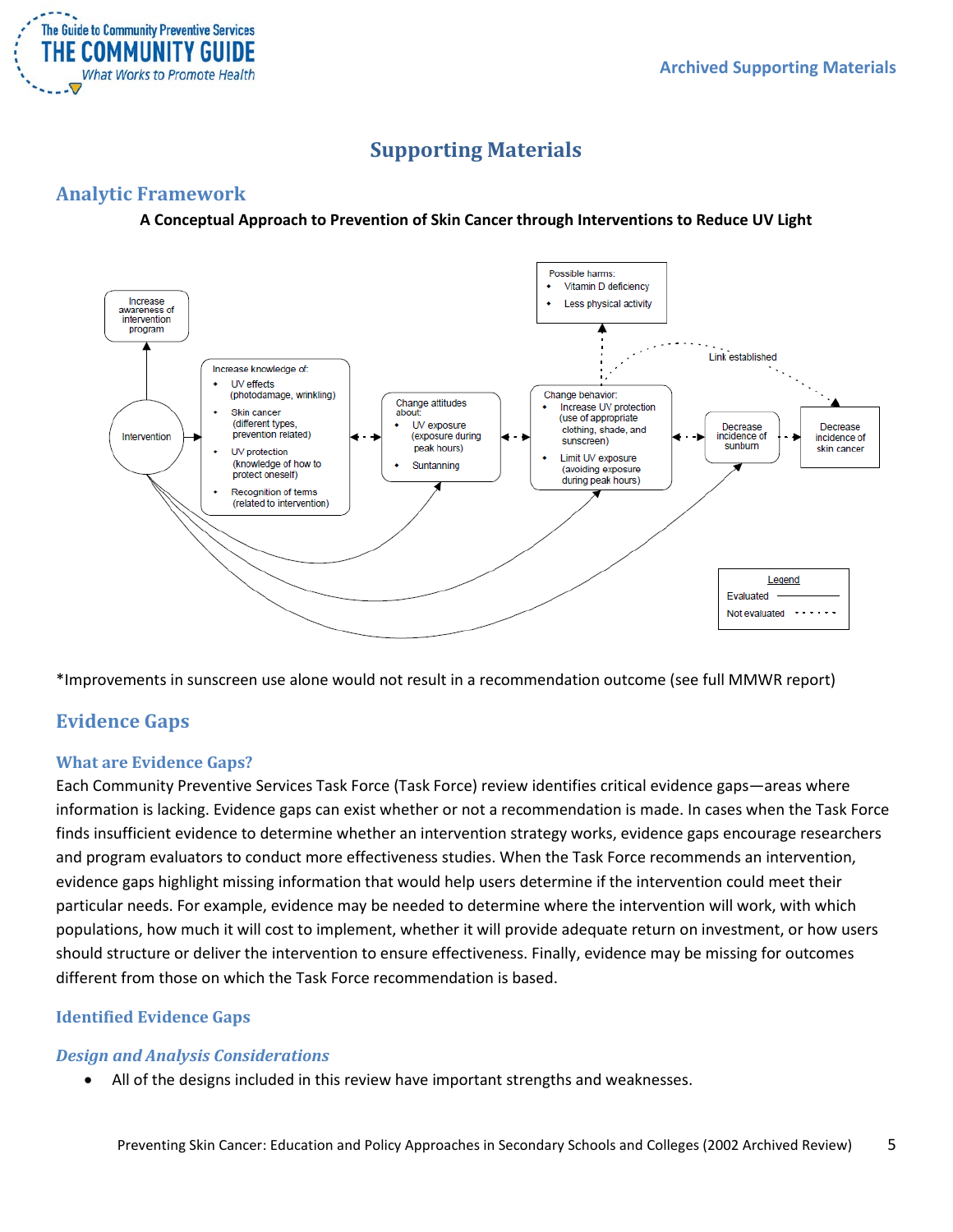# Supporting Materials

## Analytic Framework

**A Conceptual Approach to Prevention of Skin Cancer through Interventions to Reduce UV Light**

Increase awareness of intervention program

Intervention

Increase knowledge of:
- UV effects (photodamage, wrinkling)
- Skin cancer (different types, prevention related)
- UV protection (knowledge of how to protect oneself)
- Recognition of terms (related to intervention)

Change attitudes about:
- UV exposure (exposure during peak hours)
- Suntanning

Change behavior:
- Increase UV protection (use of appropriate clothing, shade, and sunscreen)
- Limit UV exposure (avoiding exposure during peak hours)

Possible harms:
- Vitamin D deficiency
- Less physical activity

Decrease incidence of sunburn

Decrease incidence of skin cancer

Link established

Legend
Evaluated ————
Not evaluated - - - - - -

*Improvements in sunscreen use alone would not result in a recommendation outcome (see full MMWR report)

## Evidence Gaps

### What are Evidence Gaps?

Each Community Preventive Services Task Force (Task Force) review identifies critical evidence gaps—areas where information is lacking. Evidence gaps can exist whether or not a recommendation is made. In cases when the Task Force finds insufficient evidence to determine whether an intervention strategy works, evidence gaps encourage researchers and program evaluators to conduct more effectiveness studies. When the Task Force recommends an intervention, evidence gaps highlight missing information that would help users determine if the intervention could meet their particular needs. For example, evidence may be needed to determine where the intervention will work, with which populations, how much it will cost to implement, whether it will provide adequate return on investment, or how users should structure or deliver the intervention to ensure effectiveness. Finally, evidence may be missing for outcomes different from those on which the Task Force recommendation is based.

### Identified Evidence Gaps

#### *Design and Analysis Considerations*

- All of the designs included in this review have important strengths and weaknesses.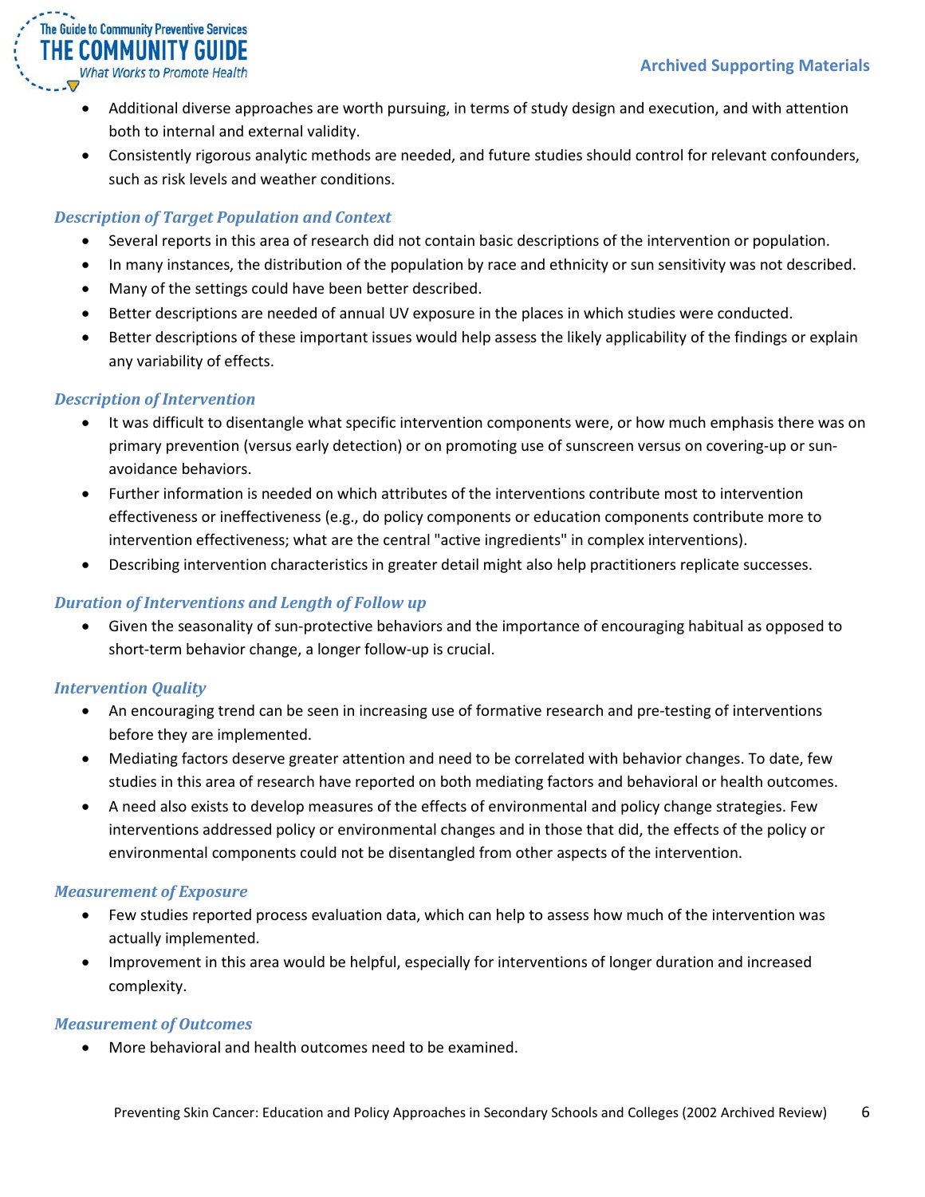- Additional diverse approaches are worth pursuing, in terms of study design and execution, and with attention both to internal and external validity.
- Consistently rigorous analytic methods are needed, and future studies should control for relevant confounders, such as risk levels and weather conditions.

### *Description of Target Population and Context*

- Several reports in this area of research did not contain basic descriptions of the intervention or population.
- In many instances, the distribution of the population by race and ethnicity or sun sensitivity was not described.
- Many of the settings could have been better described.
- Better descriptions are needed of annual UV exposure in the places in which studies were conducted.
- Better descriptions of these important issues would help assess the likely applicability of the findings or explain any variability of effects.

### *Description of Intervention*

- It was difficult to disentangle what specific intervention components were, or how much emphasis there was on primary prevention (versus early detection) or on promoting use of sunscreen versus on covering-up or sun-avoidance behaviors.
- Further information is needed on which attributes of the interventions contribute most to intervention effectiveness or ineffectiveness (e.g., do policy components or education components contribute more to intervention effectiveness; what are the central "active ingredients" in complex interventions).
- Describing intervention characteristics in greater detail might also help practitioners replicate successes.

### *Duration of Interventions and Length of Follow up*

- Given the seasonality of sun-protective behaviors and the importance of encouraging habitual as opposed to short-term behavior change, a longer follow-up is crucial.

### *Intervention Quality*

- An encouraging trend can be seen in increasing use of formative research and pre-testing of interventions before they are implemented.
- Mediating factors deserve greater attention and need to be correlated with behavior changes. To date, few studies in this area of research have reported on both mediating factors and behavioral or health outcomes.
- A need also exists to develop measures of the effects of environmental and policy change strategies. Few interventions addressed policy or environmental changes and in those that did, the effects of the policy or environmental components could not be disentangled from other aspects of the intervention.

### *Measurement of Exposure*

- Few studies reported process evaluation data, which can help to assess how much of the intervention was actually implemented.
- Improvement in this area would be helpful, especially for interventions of longer duration and increased complexity.

### *Measurement of Outcomes*

- More behavioral and health outcomes need to be examined.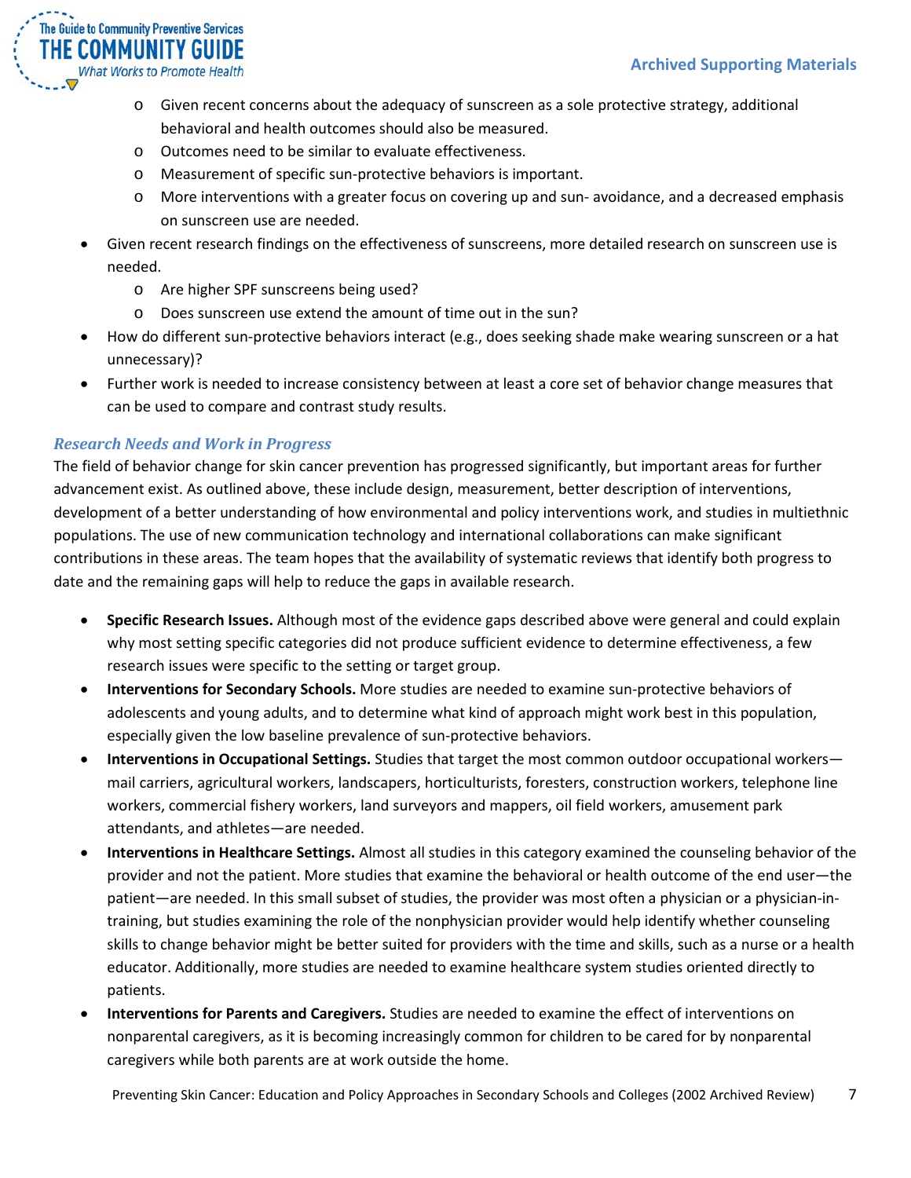- Given recent concerns about the adequacy of sunscreen as a sole protective strategy, additional behavioral and health outcomes should also be measured.
  - Outcomes need to be similar to evaluate effectiveness.
  - Measurement of specific sun-protective behaviors is important.
  - More interventions with a greater focus on covering up and sun- avoidance, and a decreased emphasis on sunscreen use are needed.
- Given recent research findings on the effectiveness of sunscreens, more detailed research on sunscreen use is needed.
  - Are higher SPF sunscreens being used?
  - Does sunscreen use extend the amount of time out in the sun?
- How do different sun-protective behaviors interact (e.g., does seeking shade make wearing sunscreen or a hat unnecessary)?
- Further work is needed to increase consistency between at least a core set of behavior change measures that can be used to compare and contrast study results.

### *Research Needs and Work in Progress*

The field of behavior change for skin cancer prevention has progressed significantly, but important areas for further advancement exist. As outlined above, these include design, measurement, better description of interventions, development of a better understanding of how environmental and policy interventions work, and studies in multiethnic populations. The use of new communication technology and international collaborations can make significant contributions in these areas. The team hopes that the availability of systematic reviews that identify both progress to date and the remaining gaps will help to reduce the gaps in available research.

- **Specific Research Issues.** Although most of the evidence gaps described above were general and could explain why most setting specific categories did not produce sufficient evidence to determine effectiveness, a few research issues were specific to the setting or target group.
- **Interventions for Secondary Schools.** More studies are needed to examine sun-protective behaviors of adolescents and young adults, and to determine what kind of approach might work best in this population, especially given the low baseline prevalence of sun-protective behaviors.
- **Interventions in Occupational Settings.** Studies that target the most common outdoor occupational workers—mail carriers, agricultural workers, landscapers, horticulturists, foresters, construction workers, telephone line workers, commercial fishery workers, land surveyors and mappers, oil field workers, amusement park attendants, and athletes—are needed.
- **Interventions in Healthcare Settings.** Almost all studies in this category examined the counseling behavior of the provider and not the patient. More studies that examine the behavioral or health outcome of the end user—the patient—are needed. In this small subset of studies, the provider was most often a physician or a physician-in-training, but studies examining the role of the nonphysician provider would help identify whether counseling skills to change behavior might be better suited for providers with the time and skills, such as a nurse or a health educator. Additionally, more studies are needed to examine healthcare system studies oriented directly to patients.
- **Interventions for Parents and Caregivers.** Studies are needed to examine the effect of interventions on nonparental caregivers, as it is becoming increasingly common for children to be cared for by nonparental caregivers while both parents are at work outside the home.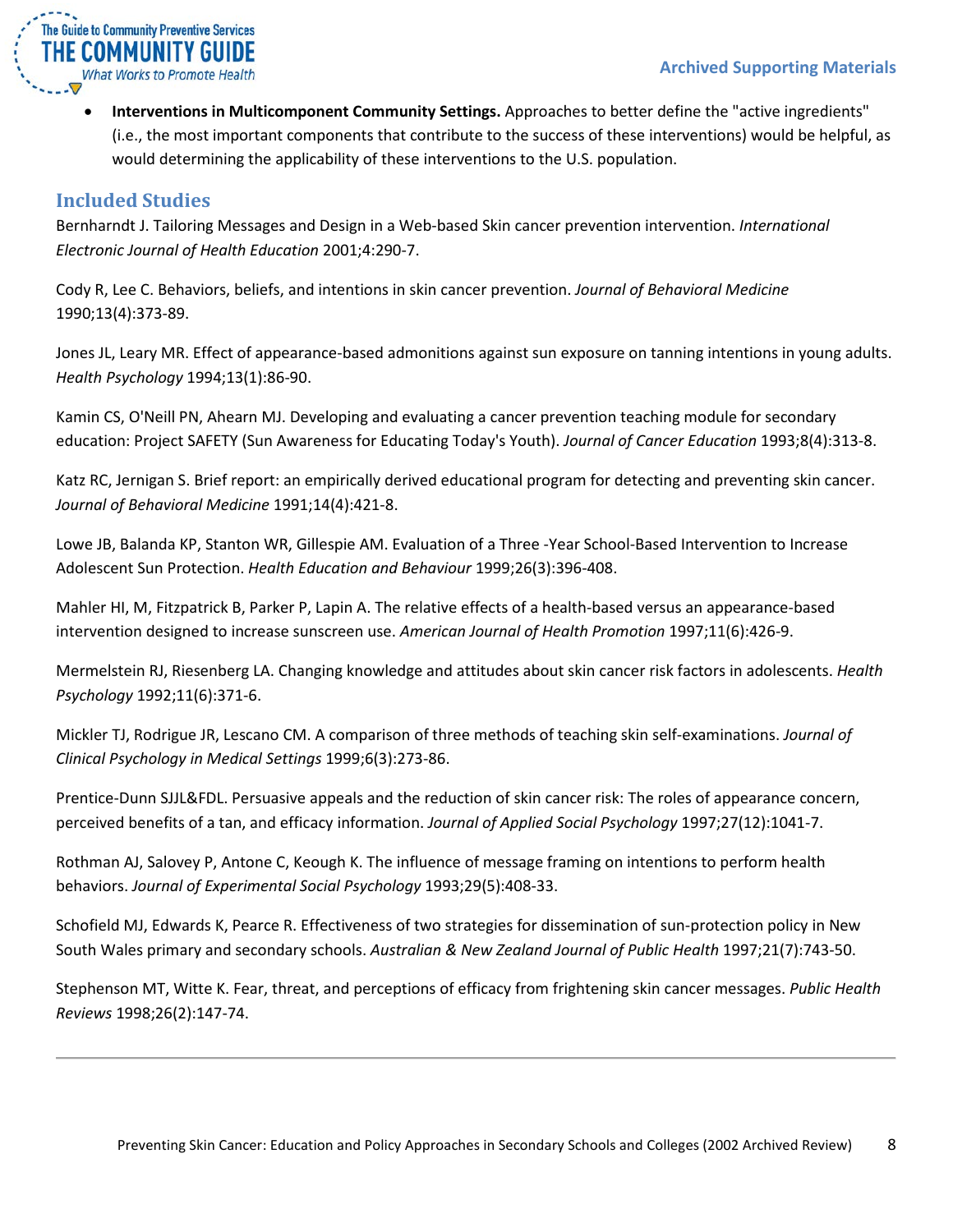- **Interventions in Multicomponent Community Settings.** Approaches to better define the "active ingredients" (i.e., the most important components that contribute to the success of these interventions) would be helpful, as would determining the applicability of these interventions to the U.S. population.

## Included Studies

Bernharndt J. Tailoring Messages and Design in a Web-based Skin cancer prevention intervention. *International Electronic Journal of Health Education* 2001;4:290-7.

Cody R, Lee C. Behaviors, beliefs, and intentions in skin cancer prevention. *Journal of Behavioral Medicine* 1990;13(4):373-89.

Jones JL, Leary MR. Effect of appearance-based admonitions against sun exposure on tanning intentions in young adults. *Health Psychology* 1994;13(1):86-90.

Kamin CS, O'Neill PN, Ahearn MJ. Developing and evaluating a cancer prevention teaching module for secondary education: Project SAFETY (Sun Awareness for Educating Today's Youth). *Journal of Cancer Education* 1993;8(4):313-8.

Katz RC, Jernigan S. Brief report: an empirically derived educational program for detecting and preventing skin cancer. *Journal of Behavioral Medicine* 1991;14(4):421-8.

Lowe JB, Balanda KP, Stanton WR, Gillespie AM. Evaluation of a Three -Year School-Based Intervention to Increase Adolescent Sun Protection. *Health Education and Behaviour* 1999;26(3):396-408.

Mahler HI, M, Fitzpatrick B, Parker P, Lapin A. The relative effects of a health-based versus an appearance-based intervention designed to increase sunscreen use. *American Journal of Health Promotion* 1997;11(6):426-9.

Mermelstein RJ, Riesenberg LA. Changing knowledge and attitudes about skin cancer risk factors in adolescents. *Health Psychology* 1992;11(6):371-6.

Mickler TJ, Rodrigue JR, Lescano CM. A comparison of three methods of teaching skin self-examinations. *Journal of Clinical Psychology in Medical Settings* 1999;6(3):273-86.

Prentice-Dunn SJJL&FDL. Persuasive appeals and the reduction of skin cancer risk: The roles of appearance concern, perceived benefits of a tan, and efficacy information. *Journal of Applied Social Psychology* 1997;27(12):1041-7.

Rothman AJ, Salovey P, Antone C, Keough K. The influence of message framing on intentions to perform health behaviors. *Journal of Experimental Social Psychology* 1993;29(5):408-33.

Schofield MJ, Edwards K, Pearce R. Effectiveness of two strategies for dissemination of sun-protection policy in New South Wales primary and secondary schools. *Australian & New Zealand Journal of Public Health* 1997;21(7):743-50.

Stephenson MT, Witte K. Fear, threat, and perceptions of efficacy from frightening skin cancer messages. *Public Health Reviews* 1998;26(2):147-74.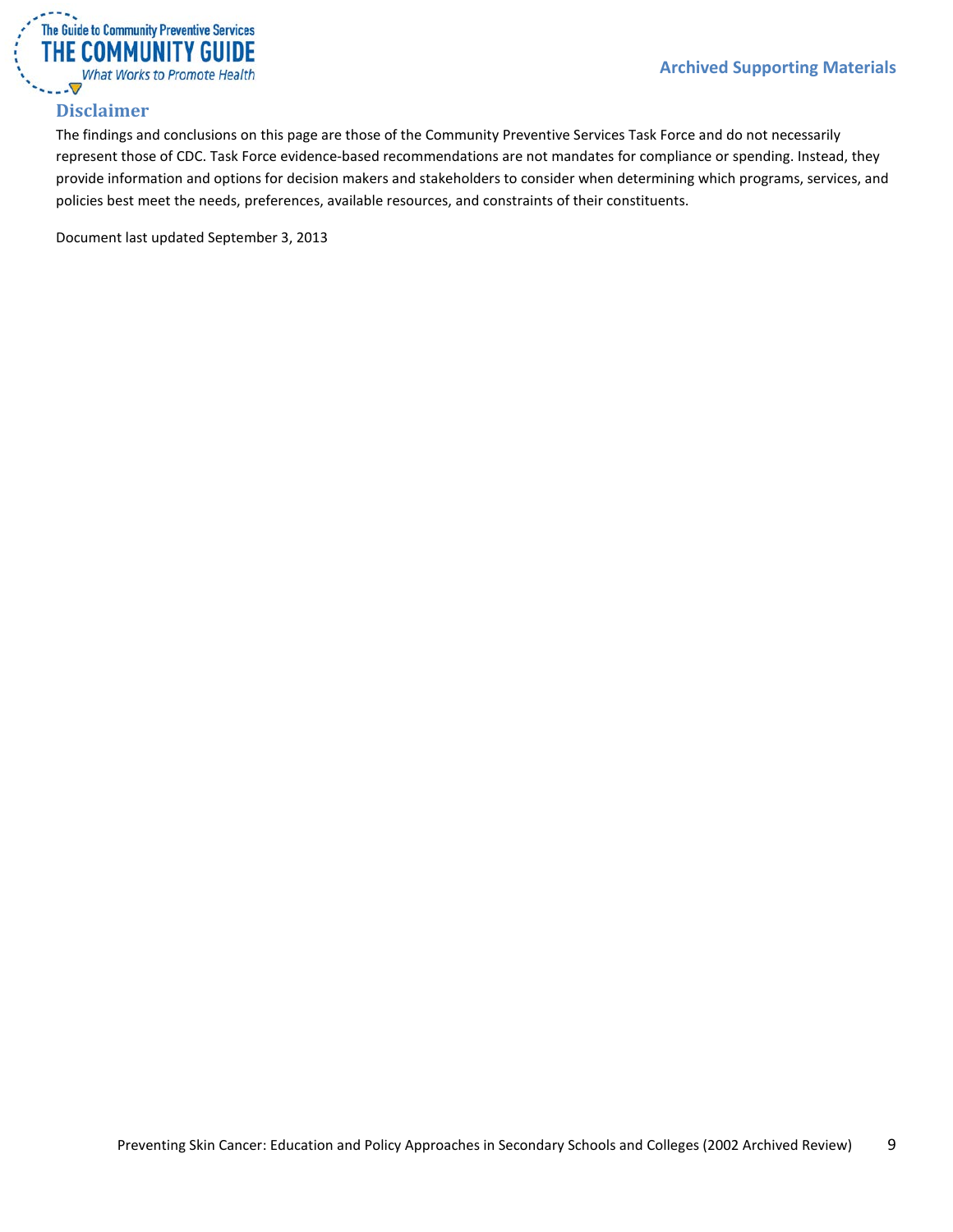## Disclaimer

The findings and conclusions on this page are those of the Community Preventive Services Task Force and do not necessarily represent those of CDC. Task Force evidence-based recommendations are not mandates for compliance or spending. Instead, they provide information and options for decision makers and stakeholders to consider when determining which programs, services, and policies best meet the needs, preferences, available resources, and constraints of their constituents.

Document last updated September 3, 2013